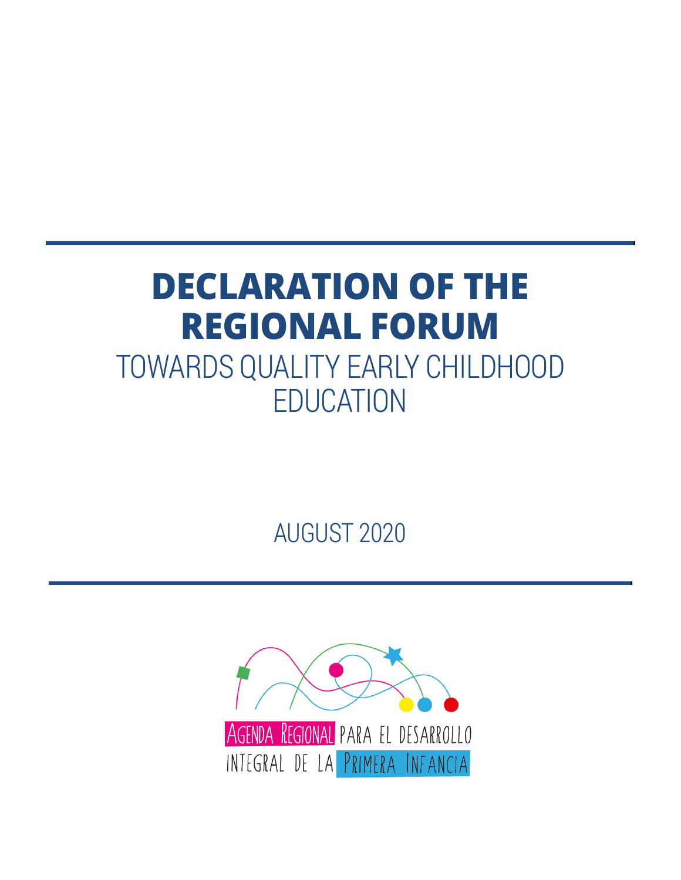# DECLARATION OF THE REGIONAL FORUM

## TOWARDS QUALITY EARLY CHILDHOOD EDUCATION

AUGUST 2020

AGENDA REGIONAL PARA EL DESARROLLO INTEGRAL DE LA PRIMERA INFANCIA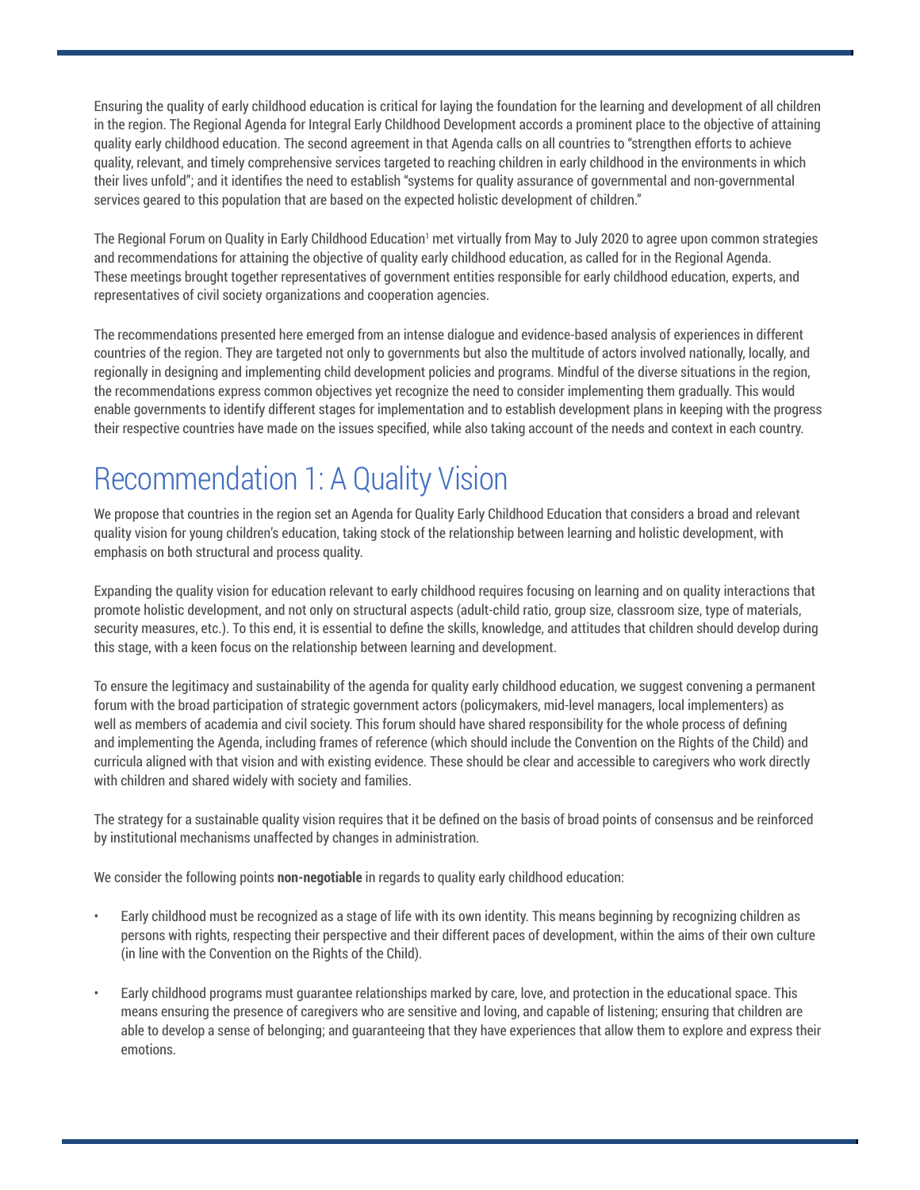Ensuring the quality of early childhood education is critical for laying the foundation for the learning and development of all children in the region. The Regional Agenda for Integral Early Childhood Development accords a prominent place to the objective of attaining quality early childhood education. The second agreement in that Agenda calls on all countries to "strengthen efforts to achieve quality, relevant, and timely comprehensive services targeted to reaching children in early childhood in the environments in which their lives unfold"; and it identifies the need to establish "systems for quality assurance of governmental and non-governmental services geared to this population that are based on the expected holistic development of children."

The Regional Forum on Quality in Early Childhood Education[1] met virtually from May to July 2020 to agree upon common strategies and recommendations for attaining the objective of quality early childhood education, as called for in the Regional Agenda. These meetings brought together representatives of government entities responsible for early childhood education, experts, and representatives of civil society organizations and cooperation agencies.

The recommendations presented here emerged from an intense dialogue and evidence-based analysis of experiences in different countries of the region. They are targeted not only to governments but also the multitude of actors involved nationally, locally, and regionally in designing and implementing child development policies and programs. Mindful of the diverse situations in the region, the recommendations express common objectives yet recognize the need to consider implementing them gradually. This would enable governments to identify different stages for implementation and to establish development plans in keeping with the progress their respective countries have made on the issues specified, while also taking account of the needs and context in each country.

# Recommendation 1: A Quality Vision

We propose that countries in the region set an Agenda for Quality Early Childhood Education that considers a broad and relevant quality vision for young children's education, taking stock of the relationship between learning and holistic development, with emphasis on both structural and process quality.

Expanding the quality vision for education relevant to early childhood requires focusing on learning and on quality interactions that promote holistic development, and not only on structural aspects (adult-child ratio, group size, classroom size, type of materials, security measures, etc.). To this end, it is essential to define the skills, knowledge, and attitudes that children should develop during this stage, with a keen focus on the relationship between learning and development.

To ensure the legitimacy and sustainability of the agenda for quality early childhood education, we suggest convening a permanent forum with the broad participation of strategic government actors (policymakers, mid-level managers, local implementers) as well as members of academia and civil society. This forum should have shared responsibility for the whole process of defining and implementing the Agenda, including frames of reference (which should include the Convention on the Rights of the Child) and curricula aligned with that vision and with existing evidence. These should be clear and accessible to caregivers who work directly with children and shared widely with society and families.

The strategy for a sustainable quality vision requires that it be defined on the basis of broad points of consensus and be reinforced by institutional mechanisms unaffected by changes in administration.

We consider the following points **non-negotiable** in regards to quality early childhood education:

- Early childhood must be recognized as a stage of life with its own identity. This means beginning by recognizing children as persons with rights, respecting their perspective and their different paces of development, within the aims of their own culture (in line with the Convention on the Rights of the Child).
- Early childhood programs must guarantee relationships marked by care, love, and protection in the educational space. This means ensuring the presence of caregivers who are sensitive and loving, and capable of listening; ensuring that children are able to develop a sense of belonging; and guaranteeing that they have experiences that allow them to explore and express their emotions.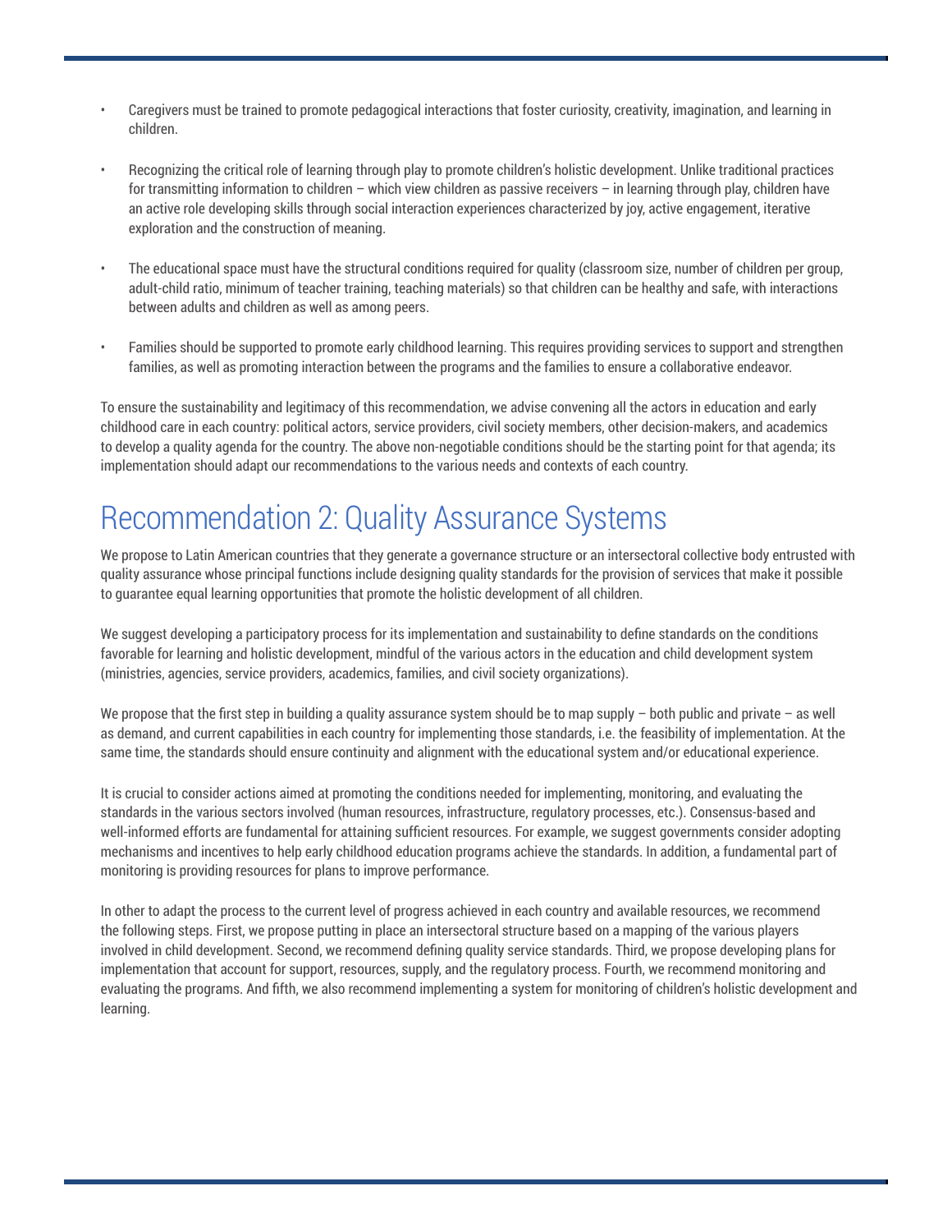- Caregivers must be trained to promote pedagogical interactions that foster curiosity, creativity, imagination, and learning in children.
- Recognizing the critical role of learning through play to promote children's holistic development. Unlike traditional practices for transmitting information to children – which view children as passive receivers – in learning through play, children have an active role developing skills through social interaction experiences characterized by joy, active engagement, iterative exploration and the construction of meaning.
- The educational space must have the structural conditions required for quality (classroom size, number of children per group, adult-child ratio, minimum of teacher training, teaching materials) so that children can be healthy and safe, with interactions between adults and children as well as among peers.
- Families should be supported to promote early childhood learning. This requires providing services to support and strengthen families, as well as promoting interaction between the programs and the families to ensure a collaborative endeavor.

To ensure the sustainability and legitimacy of this recommendation, we advise convening all the actors in education and early childhood care in each country: political actors, service providers, civil society members, other decision-makers, and academics to develop a quality agenda for the country. The above non-negotiable conditions should be the starting point for that agenda; its implementation should adapt our recommendations to the various needs and contexts of each country.

## Recommendation 2: Quality Assurance Systems

We propose to Latin American countries that they generate a governance structure or an intersectoral collective body entrusted with quality assurance whose principal functions include designing quality standards for the provision of services that make it possible to guarantee equal learning opportunities that promote the holistic development of all children.

We suggest developing a participatory process for its implementation and sustainability to define standards on the conditions favorable for learning and holistic development, mindful of the various actors in the education and child development system (ministries, agencies, service providers, academics, families, and civil society organizations).

We propose that the first step in building a quality assurance system should be to map supply – both public and private – as well as demand, and current capabilities in each country for implementing those standards, i.e. the feasibility of implementation. At the same time, the standards should ensure continuity and alignment with the educational system and/or educational experience.

It is crucial to consider actions aimed at promoting the conditions needed for implementing, monitoring, and evaluating the standards in the various sectors involved (human resources, infrastructure, regulatory processes, etc.). Consensus-based and well-informed efforts are fundamental for attaining sufficient resources. For example, we suggest governments consider adopting mechanisms and incentives to help early childhood education programs achieve the standards. In addition, a fundamental part of monitoring is providing resources for plans to improve performance.

In other to adapt the process to the current level of progress achieved in each country and available resources, we recommend the following steps. First, we propose putting in place an intersectoral structure based on a mapping of the various players involved in child development. Second, we recommend defining quality service standards. Third, we propose developing plans for implementation that account for support, resources, supply, and the regulatory process. Fourth, we recommend monitoring and evaluating the programs. And fifth, we also recommend implementing a system for monitoring of children's holistic development and learning.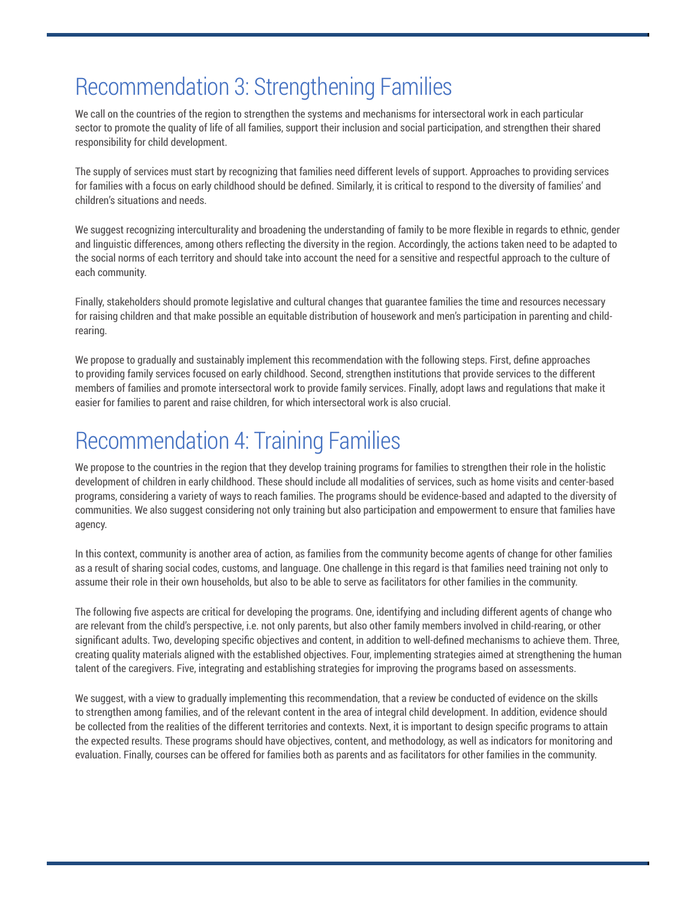## Recommendation 3: Strengthening Families

We call on the countries of the region to strengthen the systems and mechanisms for intersectoral work in each particular sector to promote the quality of life of all families, support their inclusion and social participation, and strengthen their shared responsibility for child development.

The supply of services must start by recognizing that families need different levels of support. Approaches to providing services for families with a focus on early childhood should be defined. Similarly, it is critical to respond to the diversity of families' and children's situations and needs.

We suggest recognizing interculturality and broadening the understanding of family to be more flexible in regards to ethnic, gender and linguistic differences, among others reflecting the diversity in the region. Accordingly, the actions taken need to be adapted to the social norms of each territory and should take into account the need for a sensitive and respectful approach to the culture of each community.

Finally, stakeholders should promote legislative and cultural changes that guarantee families the time and resources necessary for raising children and that make possible an equitable distribution of housework and men's participation in parenting and child-rearing.

We propose to gradually and sustainably implement this recommendation with the following steps. First, define approaches to providing family services focused on early childhood. Second, strengthen institutions that provide services to the different members of families and promote intersectoral work to provide family services. Finally, adopt laws and regulations that make it easier for families to parent and raise children, for which intersectoral work is also crucial.

## Recommendation 4: Training Families

We propose to the countries in the region that they develop training programs for families to strengthen their role in the holistic development of children in early childhood. These should include all modalities of services, such as home visits and center-based programs, considering a variety of ways to reach families. The programs should be evidence-based and adapted to the diversity of communities. We also suggest considering not only training but also participation and empowerment to ensure that families have agency.

In this context, community is another area of action, as families from the community become agents of change for other families as a result of sharing social codes, customs, and language. One challenge in this regard is that families need training not only to assume their role in their own households, but also to be able to serve as facilitators for other families in the community.

The following five aspects are critical for developing the programs. One, identifying and including different agents of change who are relevant from the child's perspective, i.e. not only parents, but also other family members involved in child-rearing, or other significant adults. Two, developing specific objectives and content, in addition to well-defined mechanisms to achieve them. Three, creating quality materials aligned with the established objectives. Four, implementing strategies aimed at strengthening the human talent of the caregivers. Five, integrating and establishing strategies for improving the programs based on assessments.

We suggest, with a view to gradually implementing this recommendation, that a review be conducted of evidence on the skills to strengthen among families, and of the relevant content in the area of integral child development. In addition, evidence should be collected from the realities of the different territories and contexts. Next, it is important to design specific programs to attain the expected results. These programs should have objectives, content, and methodology, as well as indicators for monitoring and evaluation. Finally, courses can be offered for families both as parents and as facilitators for other families in the community.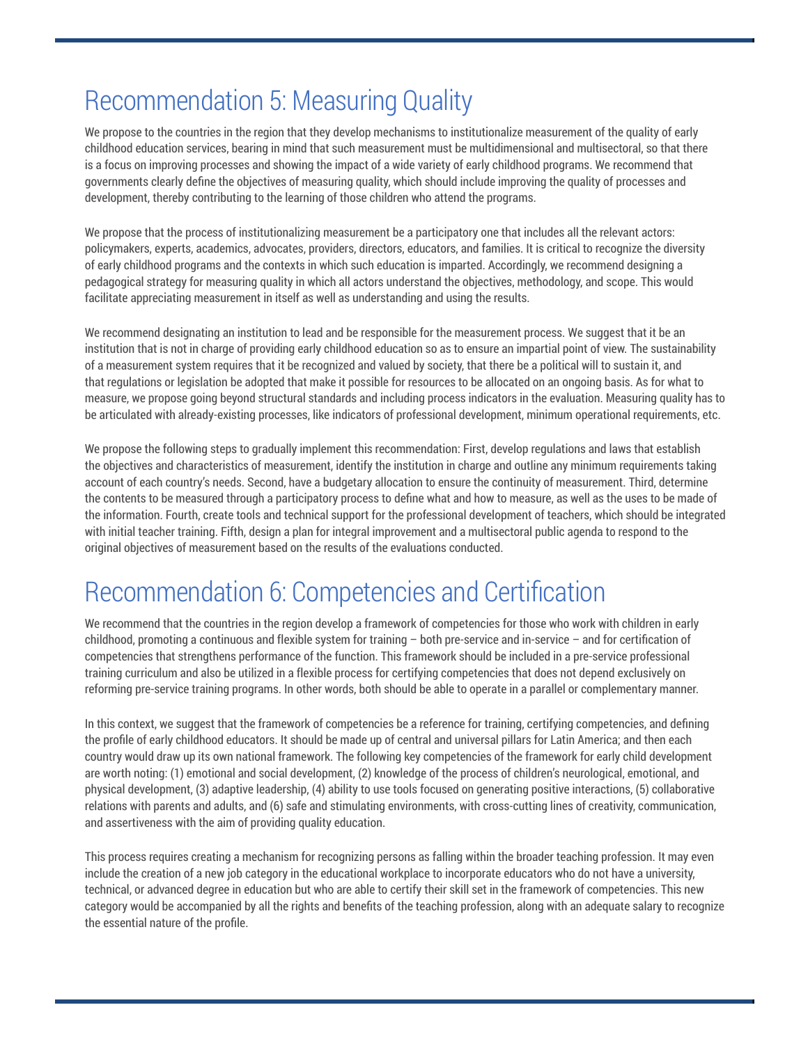## Recommendation 5: Measuring Quality

We propose to the countries in the region that they develop mechanisms to institutionalize measurement of the quality of early childhood education services, bearing in mind that such measurement must be multidimensional and multisectoral, so that there is a focus on improving processes and showing the impact of a wide variety of early childhood programs. We recommend that governments clearly define the objectives of measuring quality, which should include improving the quality of processes and development, thereby contributing to the learning of those children who attend the programs.

We propose that the process of institutionalizing measurement be a participatory one that includes all the relevant actors: policymakers, experts, academics, advocates, providers, directors, educators, and families. It is critical to recognize the diversity of early childhood programs and the contexts in which such education is imparted. Accordingly, we recommend designing a pedagogical strategy for measuring quality in which all actors understand the objectives, methodology, and scope. This would facilitate appreciating measurement in itself as well as understanding and using the results.

We recommend designating an institution to lead and be responsible for the measurement process. We suggest that it be an institution that is not in charge of providing early childhood education so as to ensure an impartial point of view. The sustainability of a measurement system requires that it be recognized and valued by society, that there be a political will to sustain it, and that regulations or legislation be adopted that make it possible for resources to be allocated on an ongoing basis. As for what to measure, we propose going beyond structural standards and including process indicators in the evaluation. Measuring quality has to be articulated with already-existing processes, like indicators of professional development, minimum operational requirements, etc.

We propose the following steps to gradually implement this recommendation: First, develop regulations and laws that establish the objectives and characteristics of measurement, identify the institution in charge and outline any minimum requirements taking account of each country's needs. Second, have a budgetary allocation to ensure the continuity of measurement. Third, determine the contents to be measured through a participatory process to define what and how to measure, as well as the uses to be made of the information. Fourth, create tools and technical support for the professional development of teachers, which should be integrated with initial teacher training. Fifth, design a plan for integral improvement and a multisectoral public agenda to respond to the original objectives of measurement based on the results of the evaluations conducted.

## Recommendation 6: Competencies and Certification

We recommend that the countries in the region develop a framework of competencies for those who work with children in early childhood, promoting a continuous and flexible system for training – both pre-service and in-service – and for certification of competencies that strengthens performance of the function. This framework should be included in a pre-service professional training curriculum and also be utilized in a flexible process for certifying competencies that does not depend exclusively on reforming pre-service training programs. In other words, both should be able to operate in a parallel or complementary manner.

In this context, we suggest that the framework of competencies be a reference for training, certifying competencies, and defining the profile of early childhood educators. It should be made up of central and universal pillars for Latin America; and then each country would draw up its own national framework. The following key competencies of the framework for early child development are worth noting: (1) emotional and social development, (2) knowledge of the process of children's neurological, emotional, and physical development, (3) adaptive leadership, (4) ability to use tools focused on generating positive interactions, (5) collaborative relations with parents and adults, and (6) safe and stimulating environments, with cross-cutting lines of creativity, communication, and assertiveness with the aim of providing quality education.

This process requires creating a mechanism for recognizing persons as falling within the broader teaching profession. It may even include the creation of a new job category in the educational workplace to incorporate educators who do not have a university, technical, or advanced degree in education but who are able to certify their skill set in the framework of competencies. This new category would be accompanied by all the rights and benefits of the teaching profession, along with an adequate salary to recognize the essential nature of the profile.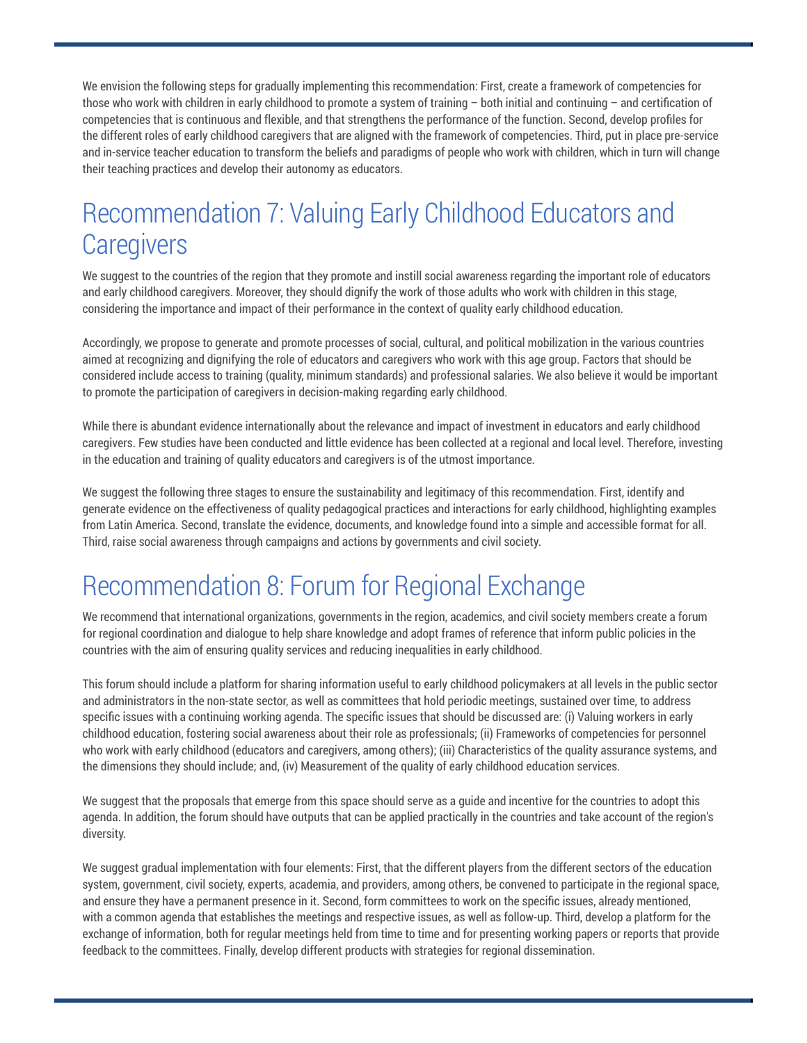We envision the following steps for gradually implementing this recommendation: First, create a framework of competencies for those who work with children in early childhood to promote a system of training – both initial and continuing – and certification of competencies that is continuous and flexible, and that strengthens the performance of the function. Second, develop profiles for the different roles of early childhood caregivers that are aligned with the framework of competencies. Third, put in place pre-service and in-service teacher education to transform the beliefs and paradigms of people who work with children, which in turn will change their teaching practices and develop their autonomy as educators.

## Recommendation 7: Valuing Early Childhood Educators and Caregivers

We suggest to the countries of the region that they promote and instill social awareness regarding the important role of educators and early childhood caregivers. Moreover, they should dignify the work of those adults who work with children in this stage, considering the importance and impact of their performance in the context of quality early childhood education.

Accordingly, we propose to generate and promote processes of social, cultural, and political mobilization in the various countries aimed at recognizing and dignifying the role of educators and caregivers who work with this age group. Factors that should be considered include access to training (quality, minimum standards) and professional salaries. We also believe it would be important to promote the participation of caregivers in decision-making regarding early childhood.

While there is abundant evidence internationally about the relevance and impact of investment in educators and early childhood caregivers. Few studies have been conducted and little evidence has been collected at a regional and local level. Therefore, investing in the education and training of quality educators and caregivers is of the utmost importance.

We suggest the following three stages to ensure the sustainability and legitimacy of this recommendation. First, identify and generate evidence on the effectiveness of quality pedagogical practices and interactions for early childhood, highlighting examples from Latin America. Second, translate the evidence, documents, and knowledge found into a simple and accessible format for all. Third, raise social awareness through campaigns and actions by governments and civil society.

## Recommendation 8: Forum for Regional Exchange

We recommend that international organizations, governments in the region, academics, and civil society members create a forum for regional coordination and dialogue to help share knowledge and adopt frames of reference that inform public policies in the countries with the aim of ensuring quality services and reducing inequalities in early childhood.

This forum should include a platform for sharing information useful to early childhood policymakers at all levels in the public sector and administrators in the non-state sector, as well as committees that hold periodic meetings, sustained over time, to address specific issues with a continuing working agenda. The specific issues that should be discussed are: (i) Valuing workers in early childhood education, fostering social awareness about their role as professionals; (ii) Frameworks of competencies for personnel who work with early childhood (educators and caregivers, among others); (iii) Characteristics of the quality assurance systems, and the dimensions they should include; and, (iv) Measurement of the quality of early childhood education services.

We suggest that the proposals that emerge from this space should serve as a guide and incentive for the countries to adopt this agenda. In addition, the forum should have outputs that can be applied practically in the countries and take account of the region's diversity.

We suggest gradual implementation with four elements: First, that the different players from the different sectors of the education system, government, civil society, experts, academia, and providers, among others, be convened to participate in the regional space, and ensure they have a permanent presence in it. Second, form committees to work on the specific issues, already mentioned, with a common agenda that establishes the meetings and respective issues, as well as follow-up. Third, develop a platform for the exchange of information, both for regular meetings held from time to time and for presenting working papers or reports that provide feedback to the committees. Finally, develop different products with strategies for regional dissemination.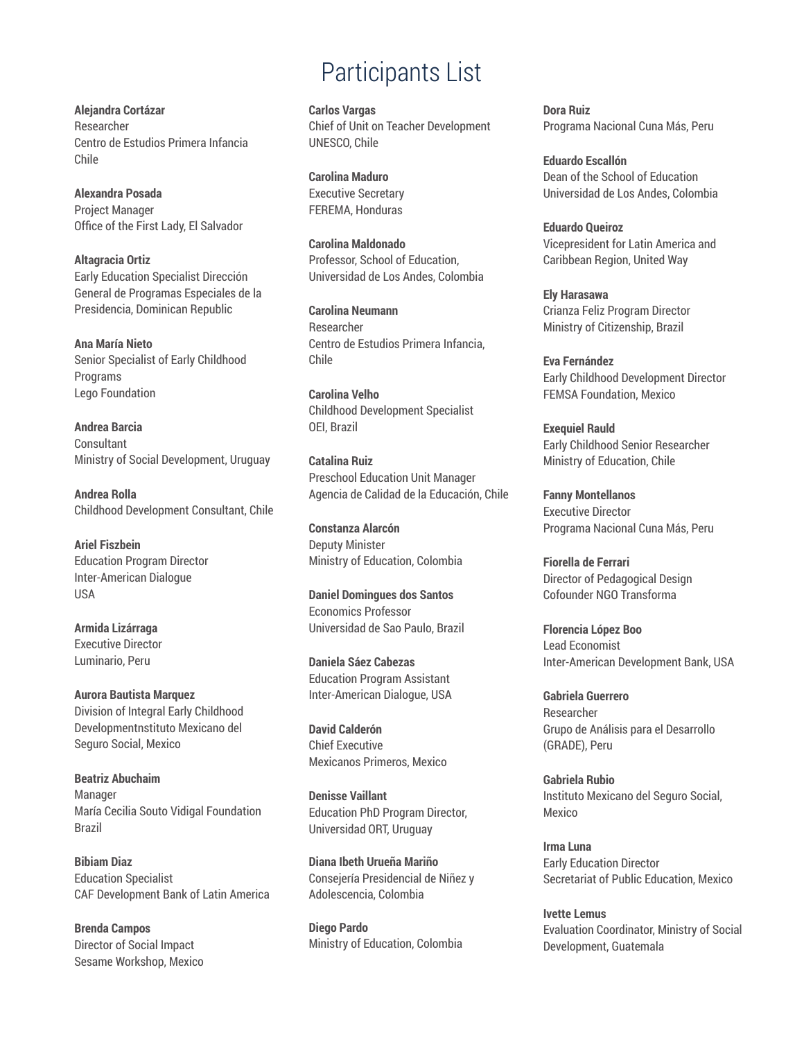# Participants List

**Alejandra Cortázar**
Researcher
Centro de Estudios Primera Infancia
Chile

**Alexandra Posada**
Project Manager
Office of the First Lady, El Salvador

**Altagracia Ortiz**
Early Education Specialist Dirección General de Programas Especiales de la Presidencia, Dominican Republic

**Ana María Nieto**
Senior Specialist of Early Childhood Programs
Lego Foundation

**Andrea Barcia**
Consultant
Ministry of Social Development, Uruguay

**Andrea Rolla**
Childhood Development Consultant, Chile

**Ariel Fiszbein**
Education Program Director
Inter-American Dialogue
USA

**Armida Lizárraga**
Executive Director
Luminario, Peru

**Aurora Bautista Marquez**
Division of Integral Early Childhood Developmentnstituto Mexicano del Seguro Social, Mexico

**Beatriz Abuchaim**
Manager
María Cecilia Souto Vidigal Foundation
Brazil

**Bibiam Diaz**
Education Specialist
CAF Development Bank of Latin America

**Brenda Campos**
Director of Social Impact
Sesame Workshop, Mexico

**Carlos Vargas**
Chief of Unit on Teacher Development
UNESCO, Chile

**Carolina Maduro**
Executive Secretary
FEREMA, Honduras

**Carolina Maldonado**
Professor, School of Education,
Universidad de Los Andes, Colombia

**Carolina Neumann**
Researcher
Centro de Estudios Primera Infancia,
Chile

**Carolina Velho**
Childhood Development Specialist
OEI, Brazil

**Catalina Ruiz**
Preschool Education Unit Manager
Agencia de Calidad de la Educación, Chile

**Constanza Alarcón**
Deputy Minister
Ministry of Education, Colombia

**Daniel Domingues dos Santos**
Economics Professor
Universidad de Sao Paulo, Brazil

**Daniela Sáez Cabezas**
Education Program Assistant
Inter-American Dialogue, USA

**David Calderón**
Chief Executive
Mexicanos Primeros, Mexico

**Denisse Vaillant**
Education PhD Program Director,
Universidad ORT, Uruguay

**Diana Ibeth Urueña Mariño**
Consejería Presidencial de Niñez y Adolescencia, Colombia

**Diego Pardo**
Ministry of Education, Colombia

**Dora Ruiz**
Programa Nacional Cuna Más, Peru

**Eduardo Escallón**
Dean of the School of Education
Universidad de Los Andes, Colombia

**Eduardo Queiroz**
Vicepresident for Latin America and Caribbean Region, United Way

**Ely Harasawa**
Crianza Feliz Program Director
Ministry of Citizenship, Brazil

**Eva Fernández**
Early Childhood Development Director
FEMSA Foundation, Mexico

**Exequiel Rauld**
Early Childhood Senior Researcher
Ministry of Education, Chile

**Fanny Montellanos**
Executive Director
Programa Nacional Cuna Más, Peru

**Fiorella de Ferrari**
Director of Pedagogical Design
Cofounder NGO Transforma

**Florencia López Boo**
Lead Economist
Inter-American Development Bank, USA

**Gabriela Guerrero**
Researcher
Grupo de Análisis para el Desarrollo (GRADE), Peru

**Gabriela Rubio**
Instituto Mexicano del Seguro Social,
Mexico

**Irma Luna**
Early Education Director
Secretariat of Public Education, Mexico

**Ivette Lemus**
Evaluation Coordinator, Ministry of Social Development, Guatemala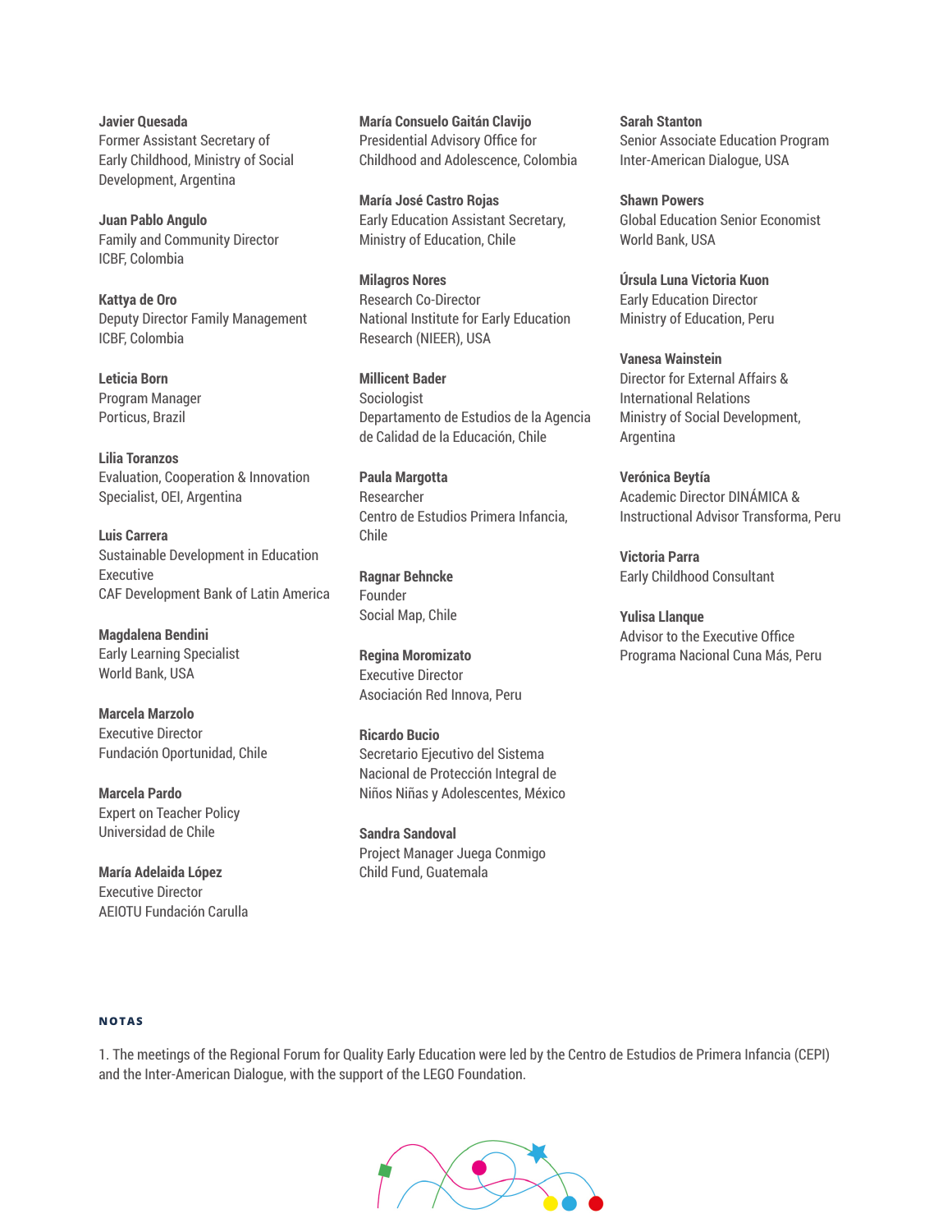**Javier Quesada**
Former Assistant Secretary of Early Childhood, Ministry of Social Development, Argentina

**Juan Pablo Angulo**
Family and Community Director
ICBF, Colombia

**Kattya de Oro**
Deputy Director Family Management
ICBF, Colombia

**Leticia Born**
Program Manager
Porticus, Brazil

**Lilia Toranzos**
Evaluation, Cooperation & Innovation Specialist, OEI, Argentina

**Luis Carrera**
Sustainable Development in Education Executive
CAF Development Bank of Latin America

**Magdalena Bendini**
Early Learning Specialist
World Bank, USA

**Marcela Marzolo**
Executive Director
Fundación Oportunidad, Chile

**Marcela Pardo**
Expert on Teacher Policy
Universidad de Chile

**María Adelaida López**
Executive Director
AEIOTU Fundación Carulla

**María Consuelo Gaitán Clavijo**
Presidential Advisory Office for Childhood and Adolescence, Colombia

**María José Castro Rojas**
Early Education Assistant Secretary, Ministry of Education, Chile

**Milagros Nores**
Research Co-Director
National Institute for Early Education Research (NIEER), USA

**Millicent Bader**
Sociologist
Departamento de Estudios de la Agencia de Calidad de la Educación, Chile

**Paula Margotta**
Researcher
Centro de Estudios Primera Infancia, Chile

**Ragnar Behncke**
Founder
Social Map, Chile

**Regina Moromizato**
Executive Director
Asociación Red Innova, Peru

**Ricardo Bucio**
Secretario Ejecutivo del Sistema Nacional de Protección Integral de Niños Niñas y Adolescentes, México

**Sandra Sandoval**
Project Manager Juega Conmigo
Child Fund, Guatemala

**Sarah Stanton**
Senior Associate Education Program
Inter-American Dialogue, USA

**Shawn Powers**
Global Education Senior Economist
World Bank, USA

**Úrsula Luna Victoria Kuon**
Early Education Director
Ministry of Education, Peru

**Vanesa Wainstein**
Director for External Affairs & International Relations
Ministry of Social Development, Argentina

**Verónica Beytía**
Academic Director DINÁMICA & Instructional Advisor Transforma, Peru

**Victoria Parra**
Early Childhood Consultant

**Yulisa Llanque**
Advisor to the Executive Office
Programa Nacional Cuna Más, Peru

## NOTAS

1. The meetings of the Regional Forum for Quality Early Education were led by the Centro de Estudios de Primera Infancia (CEPI) and the Inter-American Dialogue, with the support of the LEGO Foundation.